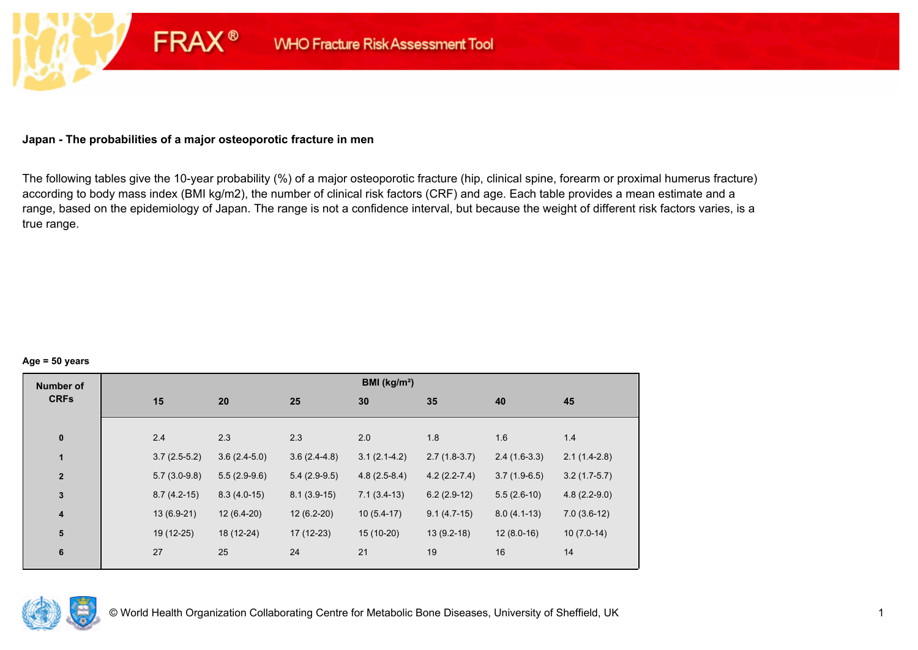FRAX® WHO Fracture Risk Assessment Tool

## Japan - The probabilities of a major osteoporotic fracture in men

The following tables give the 10-year probability (%) of a major osteoporotic fracture (hip, clinical spine, forearm or proximal humerus fracture) according to body mass index (BMI kg/m2), the number of clinical risk factors (CRF) and age. Each table provides a mean estimate and a range, based on the epidemiology of Japan. The range is not a confidence interval, but because the weight of different risk factors varies, is a true range.

**Age = 50 years**

| Number of CRFs | BMI (kg/m²) | | | | | | |
|---|---|---|---|---|---|---|---|
| | 15 | 20 | 25 | 30 | 35 | 40 | 45 |
| 0 | 2.4 | 2.3 | 2.3 | 2.0 | 1.8 | 1.6 | 1.4 |
| 1 | 3.7 (2.5-5.2) | 3.6 (2.4-5.0) | 3.6 (2.4-4.8) | 3.1 (2.1-4.2) | 2.7 (1.8-3.7) | 2.4 (1.6-3.3) | 2.1 (1.4-2.8) |
| 2 | 5.7 (3.0-9.8) | 5.5 (2.9-9.6) | 5.4 (2.9-9.5) | 4.8 (2.5-8.4) | 4.2 (2.2-7.4) | 3.7 (1.9-6.5) | 3.2 (1.7-5.7) |
| 3 | 8.7 (4.2-15) | 8.3 (4.0-15) | 8.1 (3.9-15) | 7.1 (3.4-13) | 6.2 (2.9-12) | 5.5 (2.6-10) | 4.8 (2.2-9.0) |
| 4 | 13 (6.9-21) | 12 (6.4-20) | 12 (6.2-20) | 10 (5.4-17) | 9.1 (4.7-15) | 8.0 (4.1-13) | 7.0 (3.6-12) |
| 5 | 19 (12-25) | 18 (12-24) | 17 (12-23) | 15 (10-20) | 13 (9.2-18) | 12 (8.0-16) | 10 (7.0-14) |
| 6 | 27 | 25 | 24 | 21 | 19 | 16 | 14 |

© World Health Organization Collaborating Centre for Metabolic Bone Diseases, University of Sheffield, UK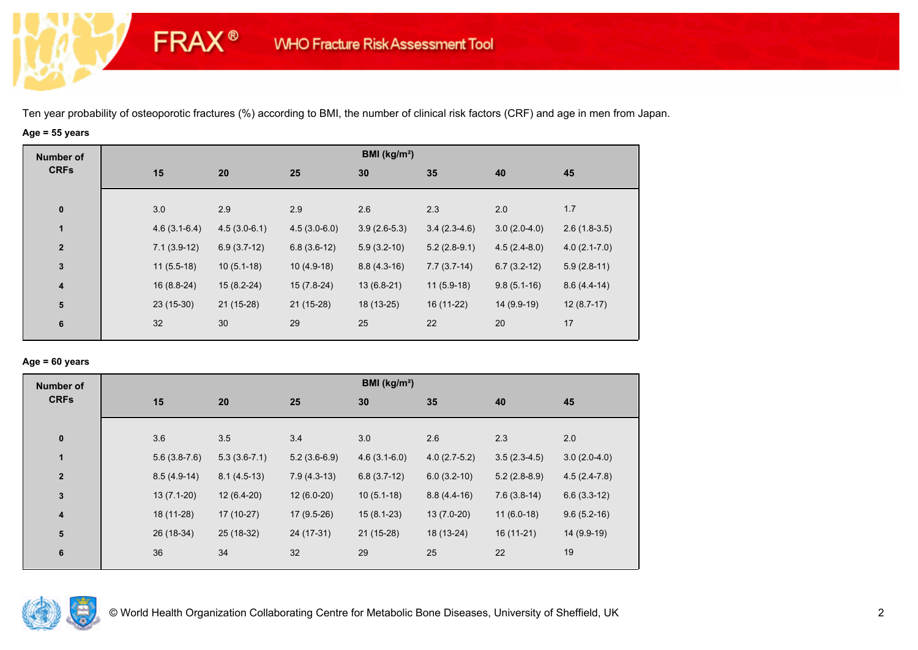FRAX® WHO Fracture Risk Assessment Tool

Ten year probability of osteoporotic fractures (%) according to BMI, the number of clinical risk factors (CRF) and age in men from Japan.

**Age = 55 years**

| Number of CRFs | BMI (kg/m²) | | | | | | |
|---|---|---|---|---|---|---|---|
| | 15 | 20 | 25 | 30 | 35 | 40 | 45 |
| 0 | 3.0 | 2.9 | 2.9 | 2.6 | 2.3 | 2.0 | 1.7 |
| 1 | 4.6 (3.1-6.4) | 4.5 (3.0-6.1) | 4.5 (3.0-6.0) | 3.9 (2.6-5.3) | 3.4 (2.3-4.6) | 3.0 (2.0-4.0) | 2.6 (1.8-3.5) |
| 2 | 7.1 (3.9-12) | 6.9 (3.7-12) | 6.8 (3.6-12) | 5.9 (3.2-10) | 5.2 (2.8-9.1) | 4.5 (2.4-8.0) | 4.0 (2.1-7.0) |
| 3 | 11 (5.5-18) | 10 (5.1-18) | 10 (4.9-18) | 8.8 (4.3-16) | 7.7 (3.7-14) | 6.7 (3.2-12) | 5.9 (2.8-11) |
| 4 | 16 (8.8-24) | 15 (8.2-24) | 15 (7.8-24) | 13 (6.8-21) | 11 (5.9-18) | 9.8 (5.1-16) | 8.6 (4.4-14) |
| 5 | 23 (15-30) | 21 (15-28) | 21 (15-28) | 18 (13-25) | 16 (11-22) | 14 (9.9-19) | 12 (8.7-17) |
| 6 | 32 | 30 | 29 | 25 | 22 | 20 | 17 |

**Age = 60 years**

| Number of CRFs | BMI (kg/m²) | | | | | | |
|---|---|---|---|---|---|---|---|
| | 15 | 20 | 25 | 30 | 35 | 40 | 45 |
| 0 | 3.6 | 3.5 | 3.4 | 3.0 | 2.6 | 2.3 | 2.0 |
| 1 | 5.6 (3.8-7.6) | 5.3 (3.6-7.1) | 5.2 (3.6-6.9) | 4.6 (3.1-6.0) | 4.0 (2.7-5.2) | 3.5 (2.3-4.5) | 3.0 (2.0-4.0) |
| 2 | 8.5 (4.9-14) | 8.1 (4.5-13) | 7.9 (4.3-13) | 6.8 (3.7-12) | 6.0 (3.2-10) | 5.2 (2.8-8.9) | 4.5 (2.4-7.8) |
| 3 | 13 (7.1-20) | 12 (6.4-20) | 12 (6.0-20) | 10 (5.1-18) | 8.8 (4.4-16) | 7.6 (3.8-14) | 6.6 (3.3-12) |
| 4 | 18 (11-28) | 17 (10-27) | 17 (9.5-26) | 15 (8.1-23) | 13 (7.0-20) | 11 (6.0-18) | 9.6 (5.2-16) |
| 5 | 26 (18-34) | 25 (18-32) | 24 (17-31) | 21 (15-28) | 18 (13-24) | 16 (11-21) | 14 (9.9-19) |
| 6 | 36 | 34 | 32 | 29 | 25 | 22 | 19 |

© World Health Organization Collaborating Centre for Metabolic Bone Diseases, University of Sheffield, UK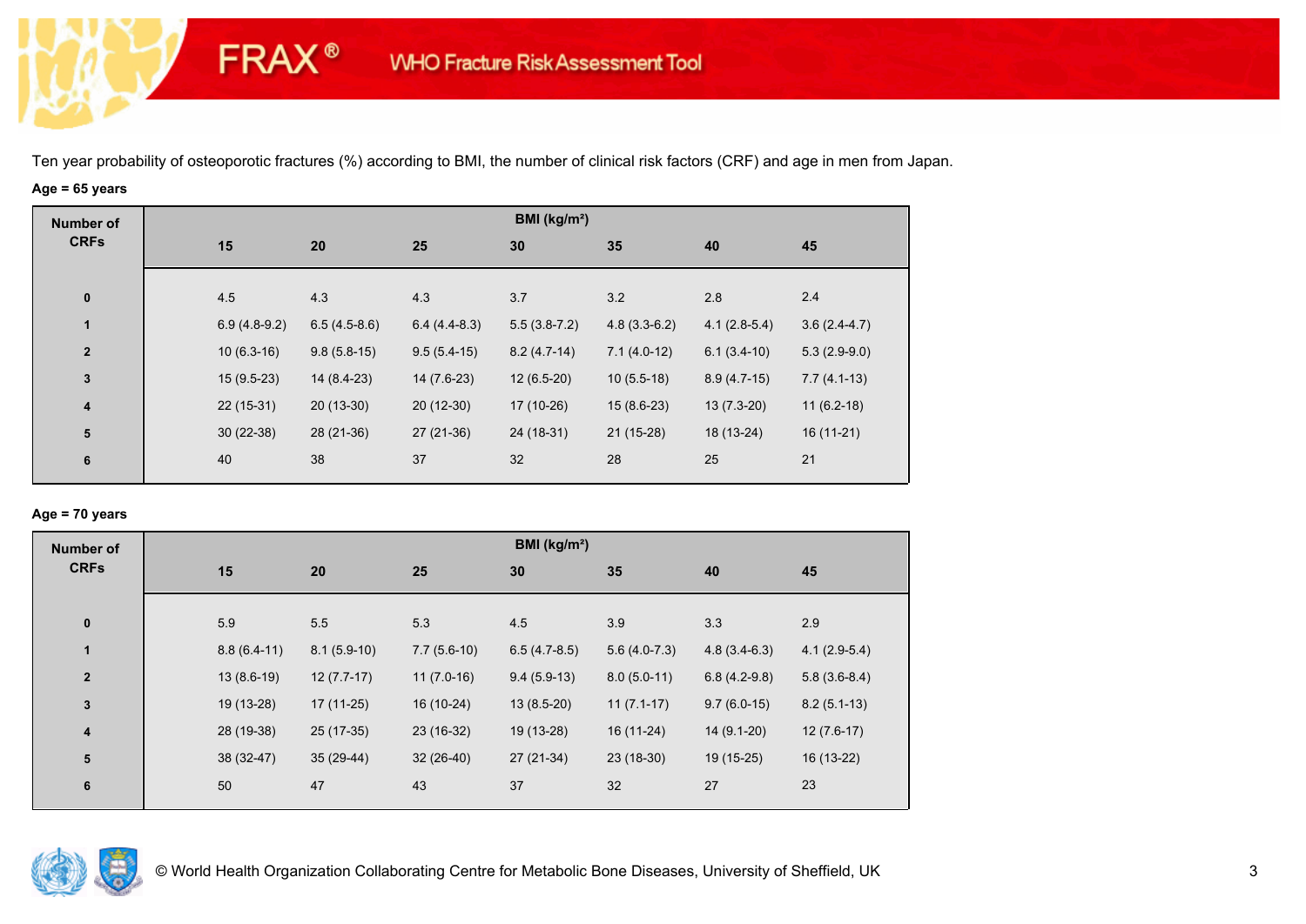Ten year probability of osteoporotic fractures (%) according to BMI, the number of clinical risk factors (CRF) and age in men from Japan.

**Age = 65 years**

| Number of CRFs | BMI (kg/m²) | | | | | | |
|---|---|---|---|---|---|---|---|
| | 15 | 20 | 25 | 30 | 35 | 40 | 45 |
| 0 | 4.5 | 4.3 | 4.3 | 3.7 | 3.2 | 2.8 | 2.4 |
| 1 | 6.9 (4.8-9.2) | 6.5 (4.5-8.6) | 6.4 (4.4-8.3) | 5.5 (3.8-7.2) | 4.8 (3.3-6.2) | 4.1 (2.8-5.4) | 3.6 (2.4-4.7) |
| 2 | 10 (6.3-16) | 9.8 (5.8-15) | 9.5 (5.4-15) | 8.2 (4.7-14) | 7.1 (4.0-12) | 6.1 (3.4-10) | 5.3 (2.9-9.0) |
| 3 | 15 (9.5-23) | 14 (8.4-23) | 14 (7.6-23) | 12 (6.5-20) | 10 (5.5-18) | 8.9 (4.7-15) | 7.7 (4.1-13) |
| 4 | 22 (15-31) | 20 (13-30) | 20 (12-30) | 17 (10-26) | 15 (8.6-23) | 13 (7.3-20) | 11 (6.2-18) |
| 5 | 30 (22-38) | 28 (21-36) | 27 (21-36) | 24 (18-31) | 21 (15-28) | 18 (13-24) | 16 (11-21) |
| 6 | 40 | 38 | 37 | 32 | 28 | 25 | 21 |

**Age = 70 years**

| Number of CRFs | BMI (kg/m²) | | | | | | |
|---|---|---|---|---|---|---|---|
| | 15 | 20 | 25 | 30 | 35 | 40 | 45 |
| 0 | 5.9 | 5.5 | 5.3 | 4.5 | 3.9 | 3.3 | 2.9 |
| 1 | 8.8 (6.4-11) | 8.1 (5.9-10) | 7.7 (5.6-10) | 6.5 (4.7-8.5) | 5.6 (4.0-7.3) | 4.8 (3.4-6.3) | 4.1 (2.9-5.4) |
| 2 | 13 (8.6-19) | 12 (7.7-17) | 11 (7.0-16) | 9.4 (5.9-13) | 8.0 (5.0-11) | 6.8 (4.2-9.8) | 5.8 (3.6-8.4) |
| 3 | 19 (13-28) | 17 (11-25) | 16 (10-24) | 13 (8.5-20) | 11 (7.1-17) | 9.7 (6.0-15) | 8.2 (5.1-13) |
| 4 | 28 (19-38) | 25 (17-35) | 23 (16-32) | 19 (13-28) | 16 (11-24) | 14 (9.1-20) | 12 (7.6-17) |
| 5 | 38 (32-47) | 35 (29-44) | 32 (26-40) | 27 (21-34) | 23 (18-30) | 19 (15-25) | 16 (13-22) |
| 6 | 50 | 47 | 43 | 37 | 32 | 27 | 23 |

© World Health Organization Collaborating Centre for Metabolic Bone Diseases, University of Sheffield, UK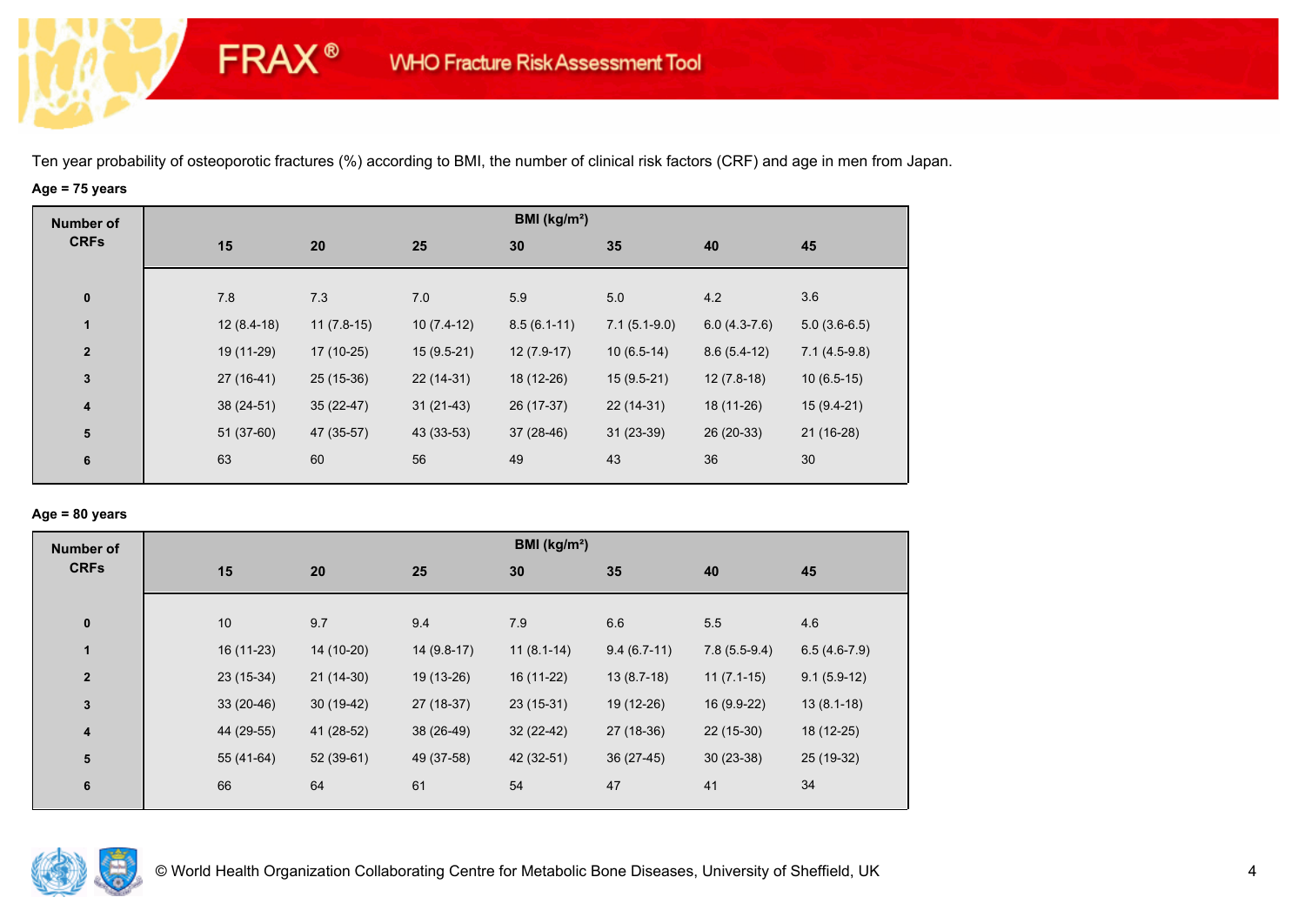Ten year probability of osteoporotic fractures (%) according to BMI, the number of clinical risk factors (CRF) and age in men from Japan.

**Age = 75 years**

| Number of CRFs | BMI (kg/m²) | | | | | | |
|---|---|---|---|---|---|---|---|
| | 15 | 20 | 25 | 30 | 35 | 40 | 45 |
| 0 | 7.8 | 7.3 | 7.0 | 5.9 | 5.0 | 4.2 | 3.6 |
| 1 | 12 (8.4-18) | 11 (7.8-15) | 10 (7.4-12) | 8.5 (6.1-11) | 7.1 (5.1-9.0) | 6.0 (4.3-7.6) | 5.0 (3.6-6.5) |
| 2 | 19 (11-29) | 17 (10-25) | 15 (9.5-21) | 12 (7.9-17) | 10 (6.5-14) | 8.6 (5.4-12) | 7.1 (4.5-9.8) |
| 3 | 27 (16-41) | 25 (15-36) | 22 (14-31) | 18 (12-26) | 15 (9.5-21) | 12 (7.8-18) | 10 (6.5-15) |
| 4 | 38 (24-51) | 35 (22-47) | 31 (21-43) | 26 (17-37) | 22 (14-31) | 18 (11-26) | 15 (9.4-21) |
| 5 | 51 (37-60) | 47 (35-57) | 43 (33-53) | 37 (28-46) | 31 (23-39) | 26 (20-33) | 21 (16-28) |
| 6 | 63 | 60 | 56 | 49 | 43 | 36 | 30 |

**Age = 80 years**

| Number of CRFs | BMI (kg/m²) | | | | | | |
|---|---|---|---|---|---|---|---|
| | 15 | 20 | 25 | 30 | 35 | 40 | 45 |
| 0 | 10 | 9.7 | 9.4 | 7.9 | 6.6 | 5.5 | 4.6 |
| 1 | 16 (11-23) | 14 (10-20) | 14 (9.8-17) | 11 (8.1-14) | 9.4 (6.7-11) | 7.8 (5.5-9.4) | 6.5 (4.6-7.9) |
| 2 | 23 (15-34) | 21 (14-30) | 19 (13-26) | 16 (11-22) | 13 (8.7-18) | 11 (7.1-15) | 9.1 (5.9-12) |
| 3 | 33 (20-46) | 30 (19-42) | 27 (18-37) | 23 (15-31) | 19 (12-26) | 16 (9.9-22) | 13 (8.1-18) |
| 4 | 44 (29-55) | 41 (28-52) | 38 (26-49) | 32 (22-42) | 27 (18-36) | 22 (15-30) | 18 (12-25) |
| 5 | 55 (41-64) | 52 (39-61) | 49 (37-58) | 42 (32-51) | 36 (27-45) | 30 (23-38) | 25 (19-32) |
| 6 | 66 | 64 | 61 | 54 | 47 | 41 | 34 |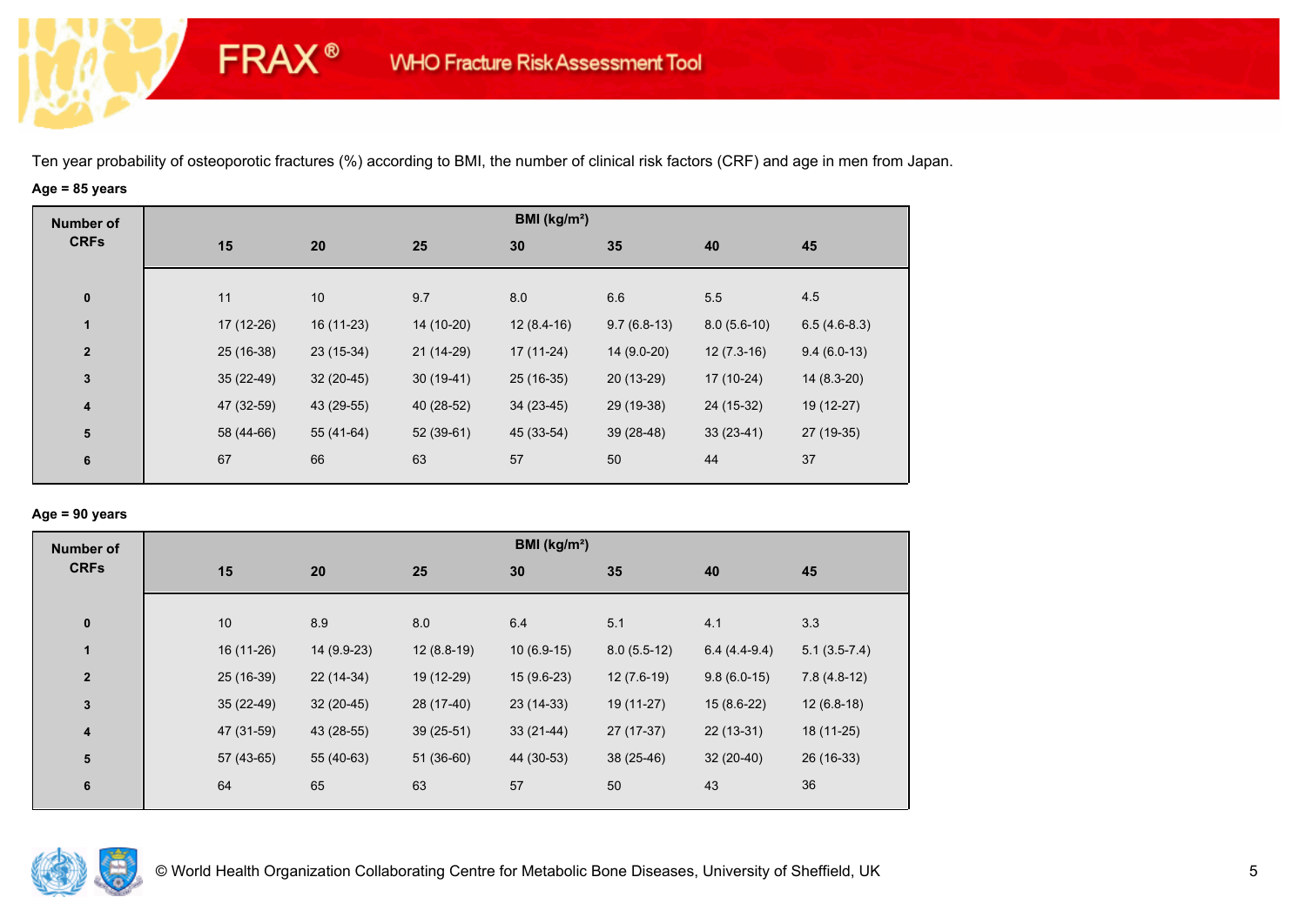FRAX® WHO Fracture Risk Assessment Tool

Ten year probability of osteoporotic fractures (%) according to BMI, the number of clinical risk factors (CRF) and age in men from Japan.

**Age = 85 years**

| Number of CRFs | BMI (kg/m²) | | | | | | |
|---|---|---|---|---|---|---|---|
| | 15 | 20 | 25 | 30 | 35 | 40 | 45 |
| 0 | 11 | 10 | 9.7 | 8.0 | 6.6 | 5.5 | 4.5 |
| 1 | 17 (12-26) | 16 (11-23) | 14 (10-20) | 12 (8.4-16) | 9.7 (6.8-13) | 8.0 (5.6-10) | 6.5 (4.6-8.3) |
| 2 | 25 (16-38) | 23 (15-34) | 21 (14-29) | 17 (11-24) | 14 (9.0-20) | 12 (7.3-16) | 9.4 (6.0-13) |
| 3 | 35 (22-49) | 32 (20-45) | 30 (19-41) | 25 (16-35) | 20 (13-29) | 17 (10-24) | 14 (8.3-20) |
| 4 | 47 (32-59) | 43 (29-55) | 40 (28-52) | 34 (23-45) | 29 (19-38) | 24 (15-32) | 19 (12-27) |
| 5 | 58 (44-66) | 55 (41-64) | 52 (39-61) | 45 (33-54) | 39 (28-48) | 33 (23-41) | 27 (19-35) |
| 6 | 67 | 66 | 63 | 57 | 50 | 44 | 37 |

**Age = 90 years**

| Number of CRFs | BMI (kg/m²) | | | | | | |
|---|---|---|---|---|---|---|---|
| | 15 | 20 | 25 | 30 | 35 | 40 | 45 |
| 0 | 10 | 8.9 | 8.0 | 6.4 | 5.1 | 4.1 | 3.3 |
| 1 | 16 (11-26) | 14 (9.9-23) | 12 (8.8-19) | 10 (6.9-15) | 8.0 (5.5-12) | 6.4 (4.4-9.4) | 5.1 (3.5-7.4) |
| 2 | 25 (16-39) | 22 (14-34) | 19 (12-29) | 15 (9.6-23) | 12 (7.6-19) | 9.8 (6.0-15) | 7.8 (4.8-12) |
| 3 | 35 (22-49) | 32 (20-45) | 28 (17-40) | 23 (14-33) | 19 (11-27) | 15 (8.6-22) | 12 (6.8-18) |
| 4 | 47 (31-59) | 43 (28-55) | 39 (25-51) | 33 (21-44) | 27 (17-37) | 22 (13-31) | 18 (11-25) |
| 5 | 57 (43-65) | 55 (40-63) | 51 (36-60) | 44 (30-53) | 38 (25-46) | 32 (20-40) | 26 (16-33) |
| 6 | 64 | 65 | 63 | 57 | 50 | 43 | 36 |

© World Health Organization Collaborating Centre for Metabolic Bone Diseases, University of Sheffield, UK